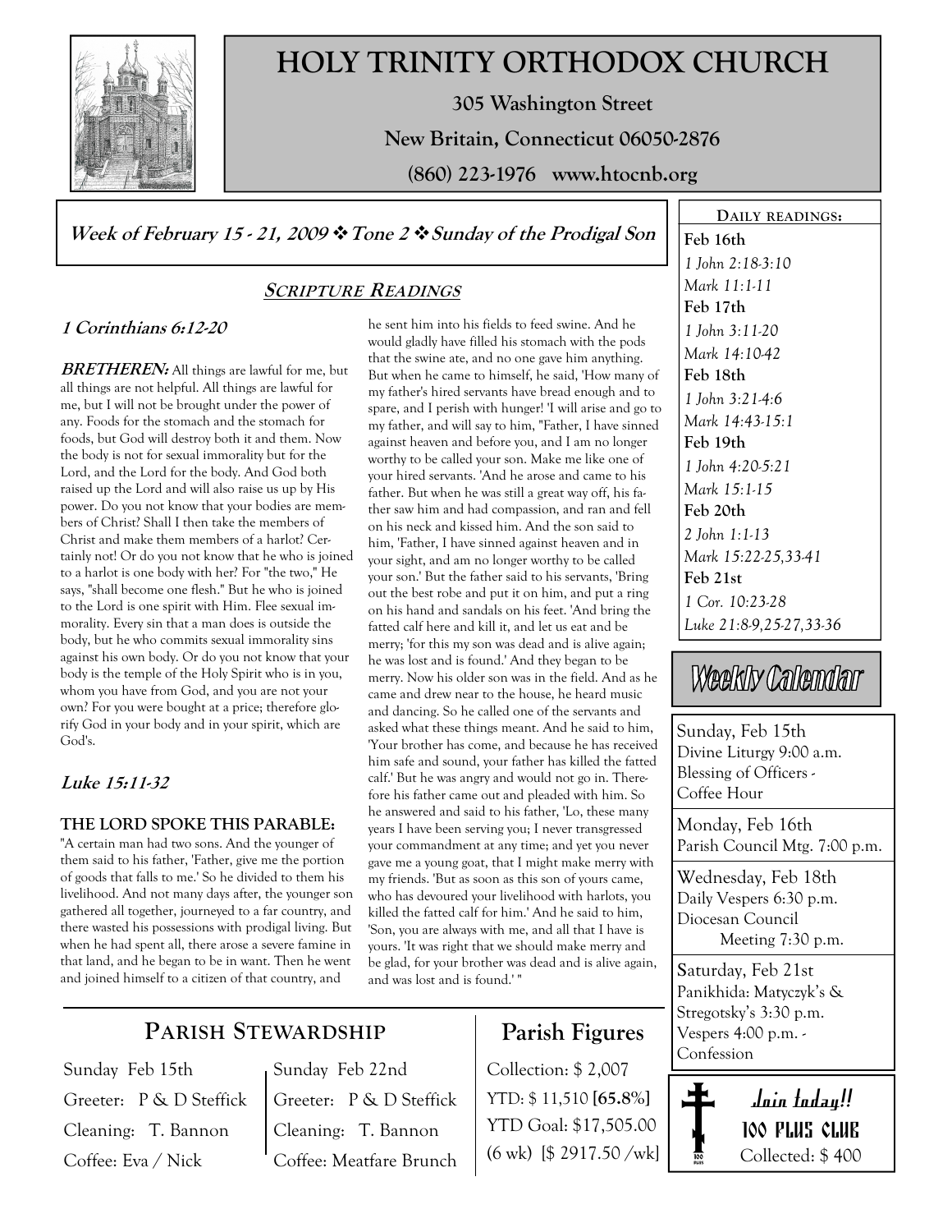# HOLY TRINITY ORTHODOX CHURCH

**305 Washington Street**

**New Britain, Connecticut 06050-2876**

**(860) 223-1976 www.htocnb.org**

***Week of February 15 - 21, 2009 ❖ Tone 2 ❖ Sunday of the Prodigal Son***

## SCRIPTURE READINGS

### *1 Corinthians 6:12-20*

***BRETHEREN:*** All things are lawful for me, but all things are not helpful. All things are lawful for me, but I will not be brought under the power of any. Foods for the stomach and the stomach for foods, but God will destroy both it and them. Now the body is not for sexual immorality but for the Lord, and the Lord for the body. And God both raised up the Lord and will also raise us up by His power. Do you not know that your bodies are members of Christ? Shall I then take the members of Christ and make them members of a harlot? Certainly not! Or do you not know that he who is joined to a harlot is one body with her? For "the two," He says, "shall become one flesh." But he who is joined to the Lord is one spirit with Him. Flee sexual immorality. Every sin that a man does is outside the body, but he who commits sexual immorality sins against his own body. Or do you not know that your body is the temple of the Holy Spirit who is in you, whom you have from God, and you are not your own? For you were bought at a price; therefore glorify God in your body and in your spirit, which are God's.

### *Luke 15:11-32*

**THE LORD SPOKE THIS PARABLE:**
"A certain man had two sons. And the younger of them said to his father, 'Father, give me the portion of goods that falls to me.' So he divided to them his livelihood. And not many days after, the younger son gathered all together, journeyed to a far country, and there wasted his possessions with prodigal living. But when he had spent all, there arose a severe famine in that land, and he began to be in want. Then he went and joined himself to a citizen of that country, and he sent him into his fields to feed swine. And he would gladly have filled his stomach with the pods that the swine ate, and no one gave him anything. But when he came to himself, he said, 'How many of my father's hired servants have bread enough and to spare, and I perish with hunger! 'I will arise and go to my father, and will say to him, "Father, I have sinned against heaven and before you, and I am no longer worthy to be called your son. Make me like one of your hired servants. 'And he arose and came to his father. But when he was still a great way off, his father saw him and had compassion, and ran and fell on his neck and kissed him. And the son said to him, 'Father, I have sinned against heaven and in your sight, and am no longer worthy to be called your son.' But the father said to his servants, 'Bring out the best robe and put it on him, and put a ring on his hand and sandals on his feet. 'And bring the fatted calf here and kill it, and let us eat and be merry; 'for this my son was dead and is alive again; he was lost and is found.' And they began to be merry. Now his older son was in the field. And as he came and drew near to the house, he heard music and dancing. So he called one of the servants and asked what these things meant. And he said to him, 'Your brother has come, and because he has received him safe and sound, your father has killed the fatted calf.' But he was angry and would not go in. Therefore his father came out and pleaded with him. So he answered and said to his father, 'Lo, these many years I have been serving you; I never transgressed your commandment at any time; and yet you never gave me a young goat, that I might make merry with my friends. 'But as soon as this son of yours came, who has devoured your livelihood with harlots, you killed the fatted calf for him.' And he said to him, 'Son, you are always with me, and all that I have is yours. 'It was right that we should make merry and be glad, for your brother was dead and is alive again, and was lost and is found.' "

## PARISH STEWARDSHIP

| Sunday Feb 15th | Sunday Feb 22nd |
|---|---|
| Greeter: P & D Steffick | Greeter: P & D Steffick |
| Cleaning: T. Bannon | Cleaning: T. Bannon |
| Coffee: Eva / Nick | Coffee: Meatfare Brunch |

## Parish Figures

Collection: $ 2,007

YTD: $ 11,510 **[65.8%]**

YTD Goal: $17,505.00

(6 wk) [$ 2917.50 /wk]

## DAILY READINGS:

**Feb 16th**
*1 John 2:18-3:10*
*Mark 11:1-11*

**Feb 17th**
*1 John 3:11-20*
*Mark 14:10-42*

**Feb 18th**
*1 John 3:21-4:6*
*Mark 14:43-15:1*

**Feb 19th**
*1 John 4:20-5:21*
*Mark 15:1-15*

**Feb 20th**
*2 John 1:1-13*
*Mark 15:22-25,33-41*

**Feb 21st**
*1 Cor. 10:23-28*
*Luke 21:8-9,25-27,33-36*

## Weekly Calendar

**Sunday, Feb 15th**
Divine Liturgy 9:00 a.m.
Blessing of Officers -
Coffee Hour

**Monday, Feb 16th**
Parish Council Mtg. 7:00 p.m.

**Wednesday, Feb 18th**
Daily Vespers 6:30 p.m.
Diocesan Council
Meeting 7:30 p.m.

**Saturday, Feb 21st**
Panikhida: Matyczyk's & Stregotsky's 3:30 p.m.
Vespers 4:00 p.m. -
Confession

## Join today!!

**100 PLUS CLUB**

Collected: $ 400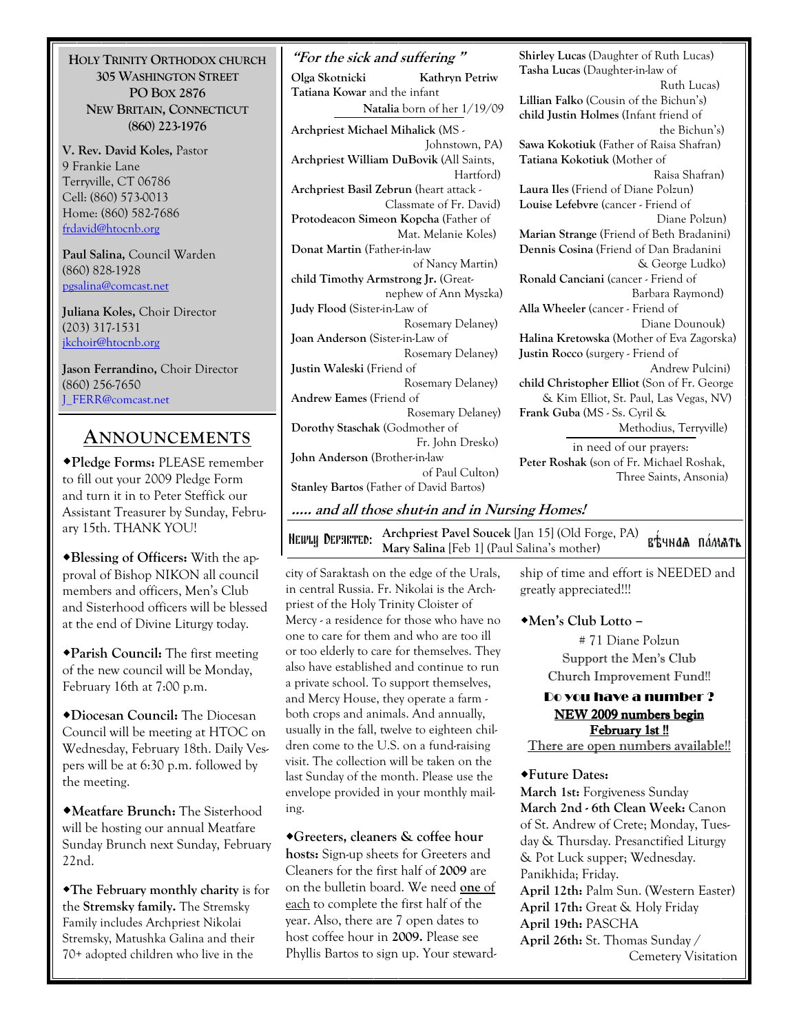**Holy Trinity Orthodox Church**
**305 Washington Street**
**PO Box 2876**
**New Britain, Connecticut**
**(860) 223-1976**

**V. Rev. David Koles,** Pastor
9 Frankie Lane
Terryville, CT 06786
Cell: (860) 573-0013
Home: (860) 582-7686
frdavid@htocnb.org

**Paul Salina,** Council Warden
(860) 828-1928
pgsalina@comcast.net

**Juliana Koles,** Choir Director
(203) 317-1531
jkchoir@htocnb.org

**Jason Ferrandino,** Choir Director
(860) 256-7650
J_FERR@comcast.net

## ANNOUNCEMENTS

◆**Pledge Forms:** PLEASE remember to fill out your 2009 Pledge Form and turn it in to Peter Steffick our Assistant Treasurer by Sunday, February 15th. THANK YOU!

◆**Blessing of Officers:** With the approval of Bishop NIKON all council members and officers, Men's Club and Sisterhood officers will be blessed at the end of Divine Liturgy today.

◆**Parish Council:** The first meeting of the new council will be Monday, February 16th at 7:00 p.m.

◆**Diocesan Council:** The Diocesan Council will be meeting at HTOC on Wednesday, February 18th. Daily Vespers will be at 6:30 p.m. followed by the meeting.

◆**Meatfare Brunch:** The Sisterhood will be hosting our annual Meatfare Sunday Brunch next Sunday, February 22nd.

◆**The February monthly charity** is for the **Stremsky family.** The Stremsky Family includes Archpriest Nikolai Stremsky, Matushka Galina and their 70+ adopted children who live in the city of Saraktash on the edge of the Urals, in central Russia. Fr. Nikolai is the Archpriest of the Holy Trinity Cloister of Mercy - a residence for those who have no one to care for them and who are too ill or too elderly to care for themselves. They also have established and continue to run a private school. To support themselves, and Mercy House, they operate a farm - both crops and animals. And annually, usually in the fall, twelve to eighteen children come to the U.S. on a fund-raising visit. The collection will be taken on the last Sunday of the month. Please use the envelope provided in your monthly mailing.

◆**Greeters, cleaners & coffee hour hosts:** Sign-up sheets for Greeters and Cleaners for the first half of **2009** are on the bulletin board. We need one of each to complete the first half of the year. Also, there are 7 open dates to host coffee hour in **2009.** Please see Phyllis Bartos to sign up. Your stewardship of time and effort is NEEDED and greatly appreciated!!!

◆**Men's Club Lotto –**

# 71 Diane Polzun
Support the Men's Club
Church Improvement Fund!!

**Do you have a number ?**
**NEW 2009 numbers begin February 1st !!**
There are open numbers available!!

◆**Future Dates:**
**March 1st:** Forgiveness Sunday
**March 2nd - 6th Clean Week:** Canon of St. Andrew of Crete; Monday, Tuesday & Thursday. Presanctified Liturgy & Pot Luck supper; Wednesday. Panikhida; Friday.
**April 12th:** Palm Sun. (Western Easter)
**April 17th:** Great & Holy Friday
**April 19th:** PASCHA
**April 26th:** St. Thomas Sunday / Cemetery Visitation

### *"For the sick and suffering"*

**Olga Skotnicki**
**Kathryn Petriw**
**Tatiana Kowar** and the infant **Natalia** born of her 1/19/09
**Archpriest Michael Mihalick** (MS - Johnstown, PA)
**Archpriest William DuBovik** (All Saints, Hartford)
**Archpriest Basil Zebrun** (heart attack - Classmate of Fr. David)
**Protodeacon Simeon Kopcha** (Father of Mat. Melanie Koles)
**Donat Martin** (Father-in-law of Nancy Martin)
**child Timothy Armstrong Jr.** (Great-nephew of Ann Myszka)
**Judy Flood** (Sister-in-Law of Rosemary Delaney)
**Joan Anderson** (Sister-in-Law of Rosemary Delaney)
**Justin Waleski** (Friend of Rosemary Delaney)
**Andrew Eames** (Friend of Rosemary Delaney)
**Dorothy Staschak** (Godmother of Fr. John Dresko)
**John Anderson** (Brother-in-law of Paul Culton)
**Stanley Bartos** (Father of David Bartos)
**Shirley Lucas** (Daughter of Ruth Lucas)
**Tasha Lucas** (Daughter-in-law of Ruth Lucas)
**Lillian Falko** (Cousin of the Bichun's)
**child Justin Holmes** (Infant friend of the Bichun's)
**Sawa Kokotiuk** (Father of Raisa Shafran)
**Tatiana Kokotiuk** (Mother of Raisa Shafran)
**Laura Iles** (Friend of Diane Polzun)
**Louise Lefebvre** (cancer - Friend of Diane Polzun)
**Marian Strange** (Friend of Beth Bradanini)
**Dennis Cosina** (Friend of Dan Bradanini & George Ludko)
**Ronald Canciani** (cancer - Friend of Barbara Raymond)
**Alla Wheeler** (cancer - Friend of Diane Dounouk)
**Halina Kretowska** (Mother of Eva Zagorska)
**Justin Rocco** (surgery - Friend of Andrew Pulcini)
**child Christopher Elliot** (Son of Fr. George & Kim Elliot, St. Paul, Las Vegas, NV)
**Frank Guba** (MS - Ss. Cyril & Methodius, Terryville)

in need of our prayers:
**Peter Roshak** (son of Fr. Michael Roshak, Three Saints, Ansonia)

***..... and all those shut-in and in Nursing Homes!***

Newly Departed: **Archpriest Pavel Soucek** [Jan 15] (Old Forge, PA)
**Mary Salina** [Feb 1] (Paul Salina's mother)
Вѣчная память